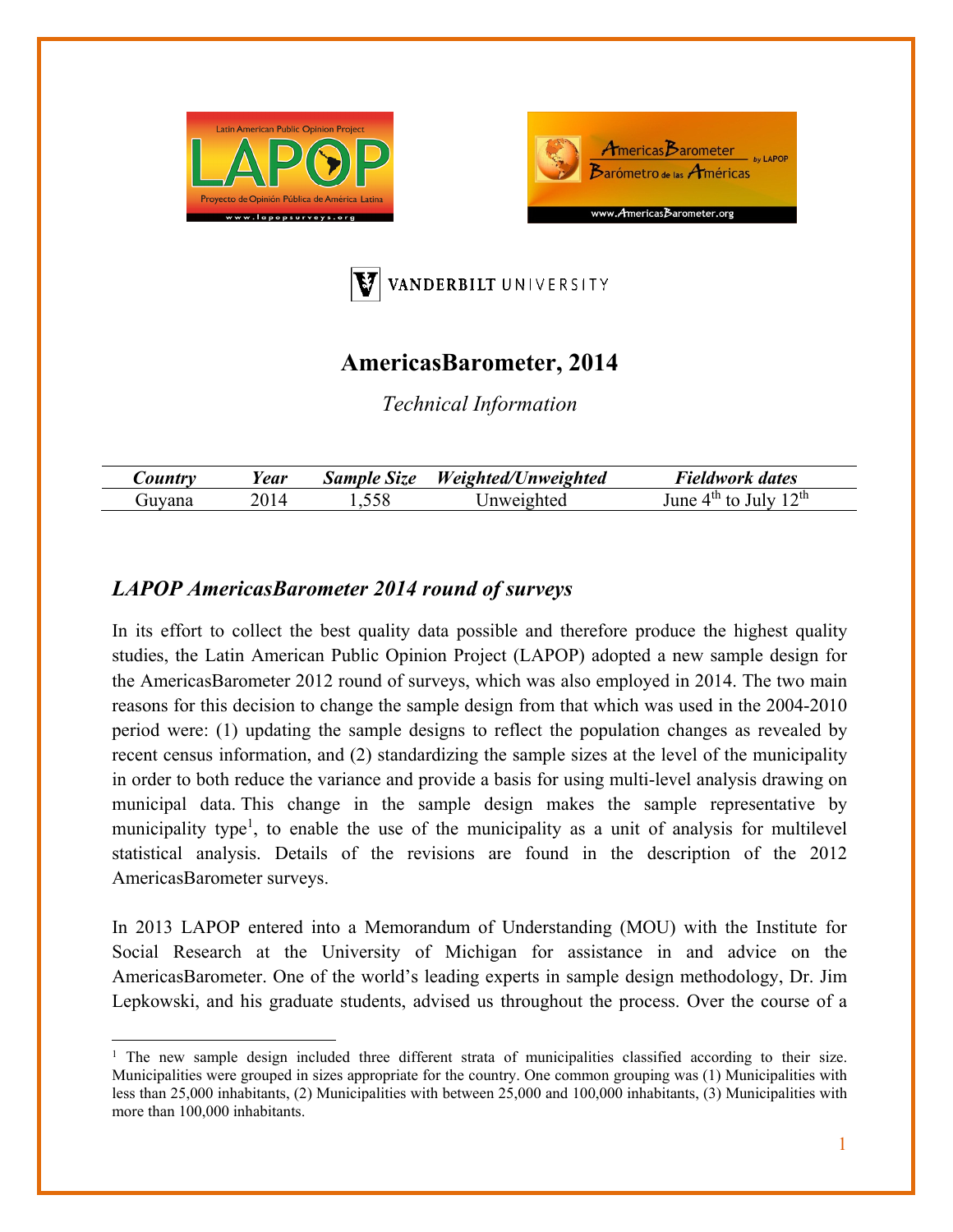# AmericasBarometer, 2014

*Technical Information*

| *Country* | *Year* | *Sample Size* | *Weighted/Unweighted* | *Fieldwork dates* |
|---|---|---|---|---|
| Guyana | 2014 | 1,558 | Unweighted | June 4th to July 12th |

## *LAPOP AmericasBarometer 2014 round of surveys*

In its effort to collect the best quality data possible and therefore produce the highest quality studies, the Latin American Public Opinion Project (LAPOP) adopted a new sample design for the AmericasBarometer 2012 round of surveys, which was also employed in 2014. The two main reasons for this decision to change the sample design from that which was used in the 2004-2010 period were: (1) updating the sample designs to reflect the population changes as revealed by recent census information, and (2) standardizing the sample sizes at the level of the municipality in order to both reduce the variance and provide a basis for using multi-level analysis drawing on municipal data. This change in the sample design makes the sample representative by municipality type[1], to enable the use of the municipality as a unit of analysis for multilevel statistical analysis. Details of the revisions are found in the description of the 2012 AmericasBarometer surveys.

In 2013 LAPOP entered into a Memorandum of Understanding (MOU) with the Institute for Social Research at the University of Michigan for assistance in and advice on the AmericasBarometer. One of the world's leading experts in sample design methodology, Dr. Jim Lepkowski, and his graduate students, advised us throughout the process. Over the course of a

[1] The new sample design included three different strata of municipalities classified according to their size. Municipalities were grouped in sizes appropriate for the country. One common grouping was (1) Municipalities with less than 25,000 inhabitants, (2) Municipalities with between 25,000 and 100,000 inhabitants, (3) Municipalities with more than 100,000 inhabitants.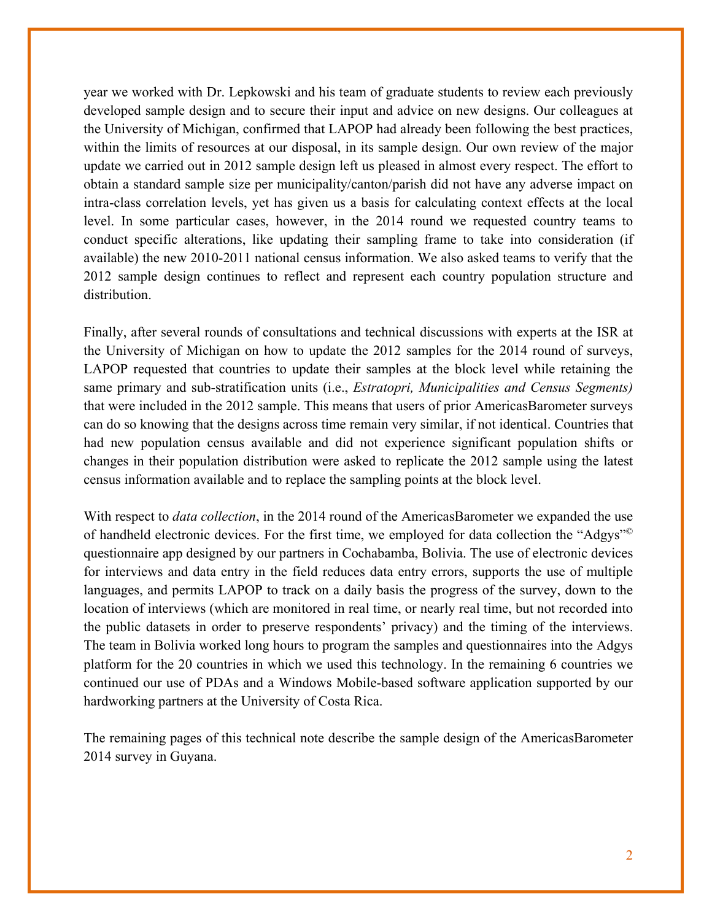year we worked with Dr. Lepkowski and his team of graduate students to review each previously developed sample design and to secure their input and advice on new designs. Our colleagues at the University of Michigan, confirmed that LAPOP had already been following the best practices, within the limits of resources at our disposal, in its sample design. Our own review of the major update we carried out in 2012 sample design left us pleased in almost every respect. The effort to obtain a standard sample size per municipality/canton/parish did not have any adverse impact on intra-class correlation levels, yet has given us a basis for calculating context effects at the local level. In some particular cases, however, in the 2014 round we requested country teams to conduct specific alterations, like updating their sampling frame to take into consideration (if available) the new 2010-2011 national census information. We also asked teams to verify that the 2012 sample design continues to reflect and represent each country population structure and distribution.

Finally, after several rounds of consultations and technical discussions with experts at the ISR at the University of Michigan on how to update the 2012 samples for the 2014 round of surveys, LAPOP requested that countries to update their samples at the block level while retaining the same primary and sub-stratification units (i.e., *Estratopri, Municipalities and Census Segments)* that were included in the 2012 sample. This means that users of prior AmericasBarometer surveys can do so knowing that the designs across time remain very similar, if not identical. Countries that had new population census available and did not experience significant population shifts or changes in their population distribution were asked to replicate the 2012 sample using the latest census information available and to replace the sampling points at the block level.

With respect to *data collection*, in the 2014 round of the AmericasBarometer we expanded the use of handheld electronic devices. For the first time, we employed for data collection the "Adgys"© questionnaire app designed by our partners in Cochabamba, Bolivia. The use of electronic devices for interviews and data entry in the field reduces data entry errors, supports the use of multiple languages, and permits LAPOP to track on a daily basis the progress of the survey, down to the location of interviews (which are monitored in real time, or nearly real time, but not recorded into the public datasets in order to preserve respondents' privacy) and the timing of the interviews. The team in Bolivia worked long hours to program the samples and questionnaires into the Adgys platform for the 20 countries in which we used this technology. In the remaining 6 countries we continued our use of PDAs and a Windows Mobile-based software application supported by our hardworking partners at the University of Costa Rica.

The remaining pages of this technical note describe the sample design of the AmericasBarometer 2014 survey in Guyana.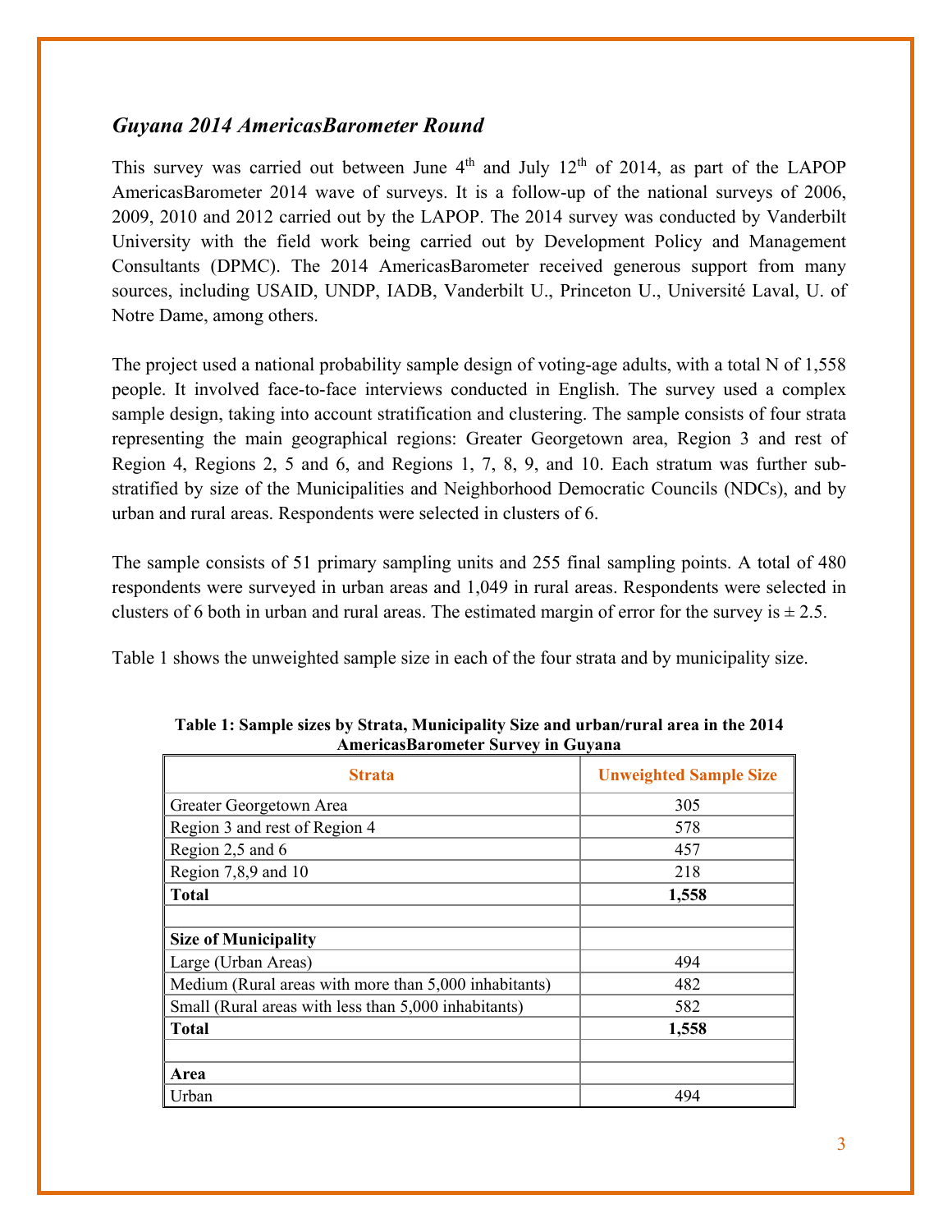### *Guyana 2014 AmericasBarometer Round*

This survey was carried out between June 4th and July 12th of 2014, as part of the LAPOP AmericasBarometer 2014 wave of surveys. It is a follow-up of the national surveys of 2006, 2009, 2010 and 2012 carried out by the LAPOP. The 2014 survey was conducted by Vanderbilt University with the field work being carried out by Development Policy and Management Consultants (DPMC). The 2014 AmericasBarometer received generous support from many sources, including USAID, UNDP, IADB, Vanderbilt U., Princeton U., Université Laval, U. of Notre Dame, among others.

The project used a national probability sample design of voting-age adults, with a total N of 1,558 people. It involved face-to-face interviews conducted in English. The survey used a complex sample design, taking into account stratification and clustering. The sample consists of four strata representing the main geographical regions: Greater Georgetown area, Region 3 and rest of Region 4, Regions 2, 5 and 6, and Regions 1, 7, 8, 9, and 10. Each stratum was further sub-stratified by size of the Municipalities and Neighborhood Democratic Councils (NDCs), and by urban and rural areas. Respondents were selected in clusters of 6.

The sample consists of 51 primary sampling units and 255 final sampling points. A total of 480 respondents were surveyed in urban areas and 1,049 in rural areas. Respondents were selected in clusters of 6 both in urban and rural areas. The estimated margin of error for the survey is ± 2.5.

Table 1 shows the unweighted sample size in each of the four strata and by municipality size.

**Table 1: Sample sizes by Strata, Municipality Size and urban/rural area in the 2014 AmericasBarometer Survey in Guyana**

| Strata | Unweighted Sample Size |
|---|---|
| Greater Georgetown Area | 305 |
| Region 3 and rest of Region 4 | 578 |
| Region 2,5 and 6 | 457 |
| Region 7,8,9 and 10 | 218 |
| **Total** | **1,558** |
| | |
| **Size of Municipality** | |
| Large (Urban Areas) | 494 |
| Medium (Rural areas with more than 5,000 inhabitants) | 482 |
| Small (Rural areas with less than 5,000 inhabitants) | 582 |
| **Total** | **1,558** |
| | |
| **Area** | |
| Urban | 494 |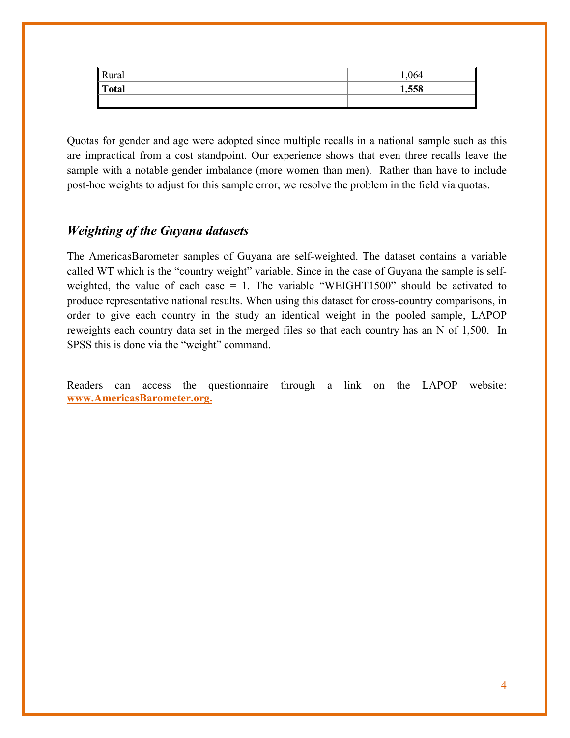| | |
|---|---|
| Rural | 1,064 |
| **Total** | **1,558** |
| | |

Quotas for gender and age were adopted since multiple recalls in a national sample such as this are impractical from a cost standpoint. Our experience shows that even three recalls leave the sample with a notable gender imbalance (more women than men). Rather than have to include post-hoc weights to adjust for this sample error, we resolve the problem in the field via quotas.

## *Weighting of the Guyana datasets*

The AmericasBarometer samples of Guyana are self-weighted. The dataset contains a variable called WT which is the "country weight" variable. Since in the case of Guyana the sample is self-weighted, the value of each case = 1. The variable "WEIGHT1500" should be activated to produce representative national results. When using this dataset for cross-country comparisons, in order to give each country in the study an identical weight in the pooled sample, LAPOP reweights each country data set in the merged files so that each country has an N of 1,500. In SPSS this is done via the "weight" command.

Readers can access the questionnaire through a link on the LAPOP website: **www.AmericasBarometer.org.**